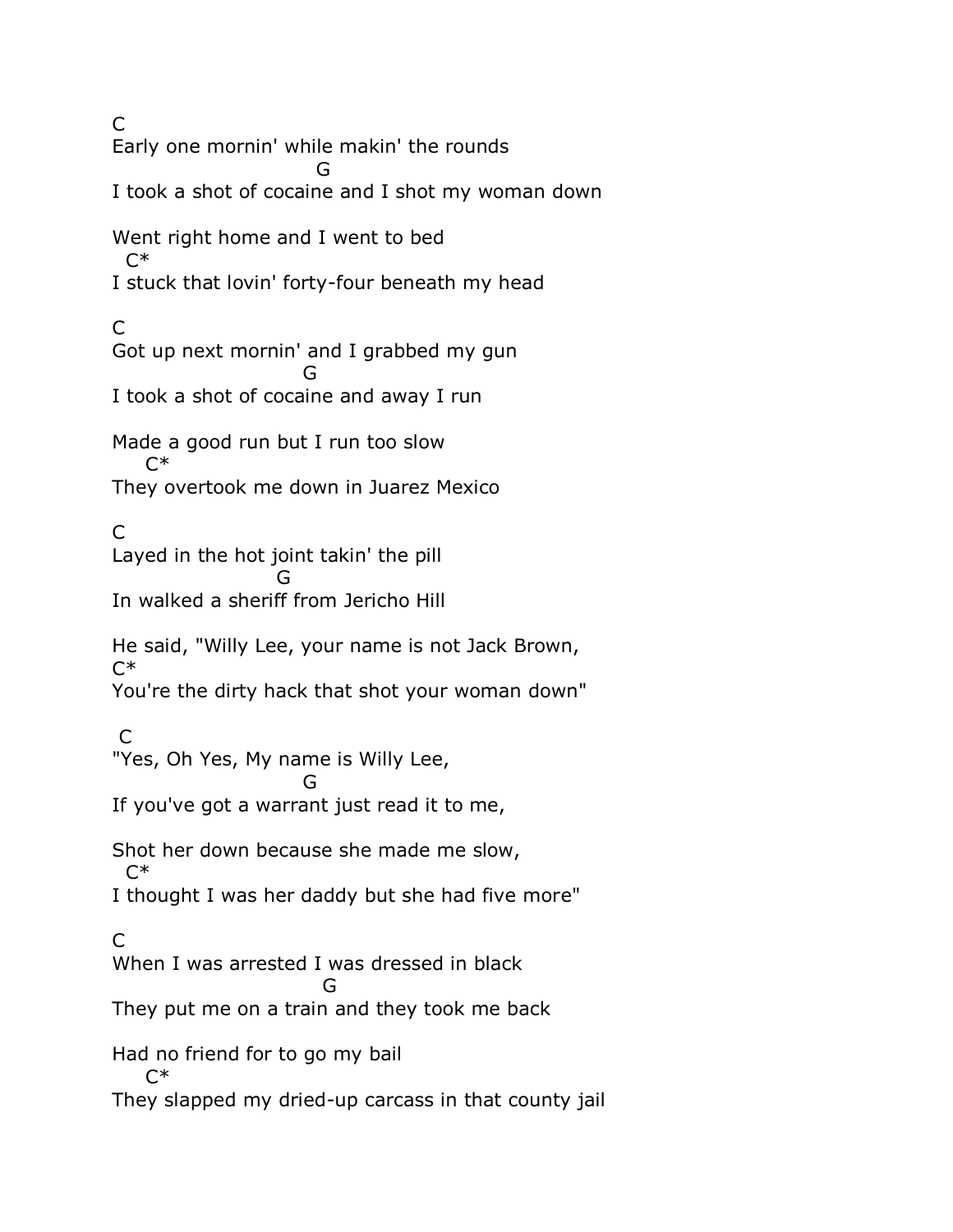```
C
Early one mornin' while makin' the rounds
                           G
I took a shot of cocaine and I shot my woman down

Went right home and I went to bed
  C*
I stuck that lovin' forty-four beneath my head

C
Got up next mornin' and I grabbed my gun
                         G
I took a shot of cocaine and away I run

Made a good run but I run too slow
     C*
They overtook me down in Juarez Mexico

C
Layed in the hot joint takin' the pill
                     G
In walked a sheriff from Jericho Hill

He said, "Willy Lee, your name is not Jack Brown,
C*
You're the dirty hack that shot your woman down"

 C
"Yes, Oh Yes, My name is Willy Lee,
                         G
If you've got a warrant just read it to me,

Shot her down because she made me slow,
  C*
I thought I was her daddy but she had five more"

C
When I was arrested I was dressed in black
                           G
They put me on a train and they took me back

Had no friend for to go my bail
     C*
They slapped my dried-up carcass in that county jail
```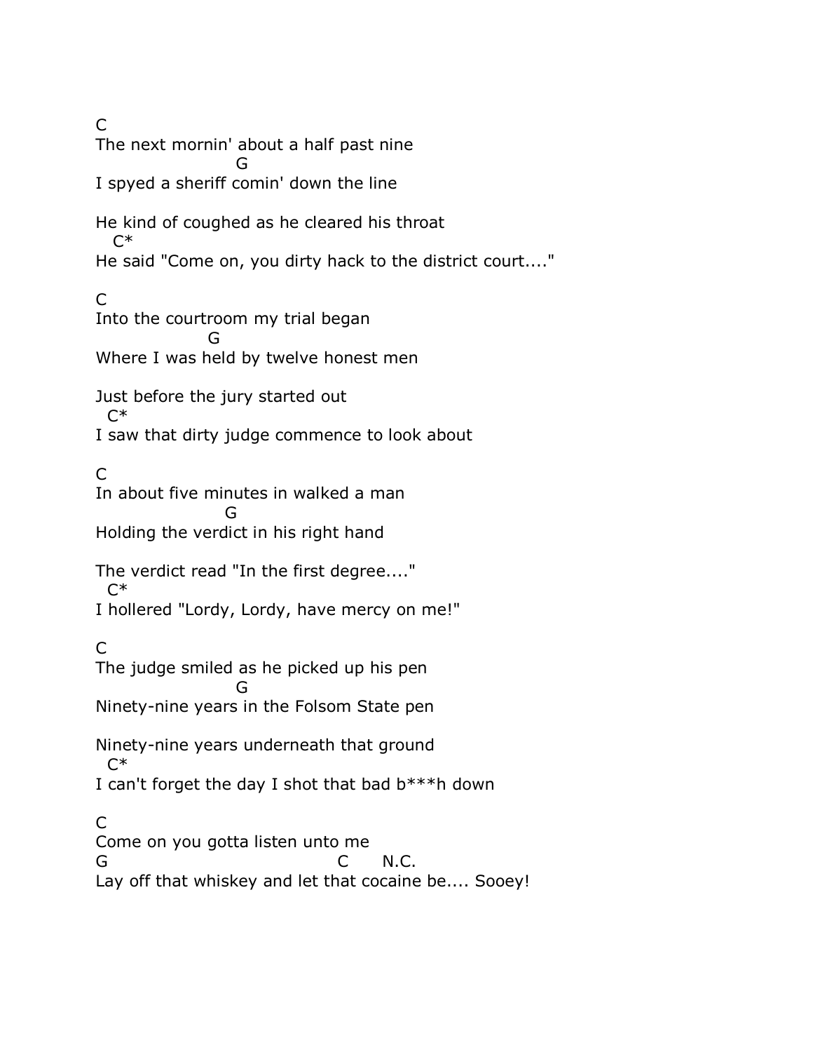```
C
The next mornin' about a half past nine
                       G
I spyed a sheriff comin' down the line

He kind of coughed as he cleared his throat
   C*
He said "Come on, you dirty hack to the district court...."

C
Into the courtroom my trial began
                   G
Where I was held by twelve honest men

Just before the jury started out
  C*
I saw that dirty judge commence to look about

C
In about five minutes in walked a man
                      G
Holding the verdict in his right hand

The verdict read "In the first degree...."
  C*
I hollered "Lordy, Lordy, have mercy on me!"

C
The judge smiled as he picked up his pen
                       G
Ninety-nine years in the Folsom State pen

Ninety-nine years underneath that ground
  C*
I can't forget the day I shot that bad b***h down

C
Come on you gotta listen unto me
G                                   C      N.C.
Lay off that whiskey and let that cocaine be.... Sooey!
```